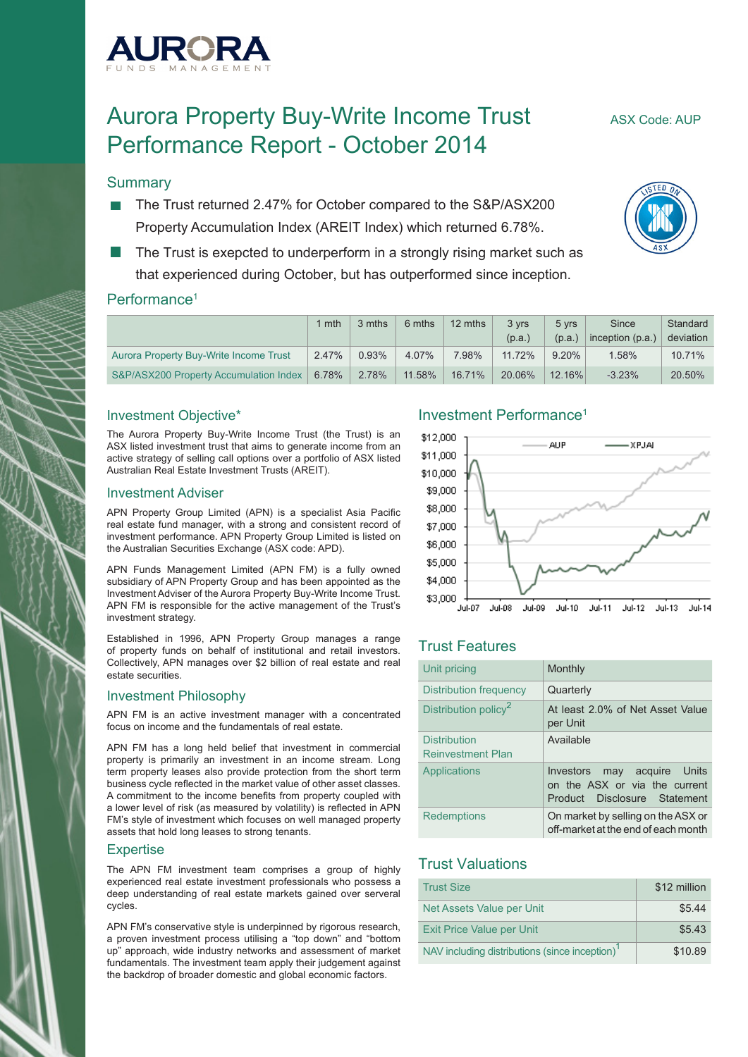# Aurora Property Buy-Write Income Trust Performance Report - October 2014

ASX Code: AUP

## Summary

- The Trust returned 2.47% for October compared to the S&P/ASX200 Property Accumulation Index (AREIT Index) which returned 6.78%.
- The Trust is exepcted to underperform in a strongly rising market such as that experienced during October, but has outperformed since inception.

## Performance[1]

| | 1 mth | 3 mths | 6 mths | 12 mths | 3 yrs (p.a.) | 5 yrs (p.a.) | Since inception (p.a.) | Standard deviation |
|---|---|---|---|---|---|---|---|---|
| Aurora Property Buy-Write Income Trust | 2.47% | 0.93% | 4.07% | 7.98% | 11.72% | 9.20% | 1.58% | 10.71% |
| S&P/ASX200 Property Accumulation Index | 6.78% | 2.78% | 11.58% | 16.71% | 20.06% | 12.16% | -3.23% | 20.50% |

## Investment Objective*

The Aurora Property Buy-Write Income Trust (the Trust) is an ASX listed investment trust that aims to generate income from an active strategy of selling call options over a portfolio of ASX listed Australian Real Estate Investment Trusts (AREIT).

## Investment Adviser

APN Property Group Limited (APN) is a specialist Asia Pacific real estate fund manager, with a strong and consistent record of investment performance. APN Property Group Limited is listed on the Australian Securities Exchange (ASX code: APD).

APN Funds Management Limited (APN FM) is a fully owned subsidiary of APN Property Group and has been appointed as the Investment Adviser of the Aurora Property Buy-Write Income Trust. APN FM is responsible for the active management of the Trust's investment strategy.

Established in 1996, APN Property Group manages a range of property funds on behalf of institutional and retail investors. Collectively, APN manages over $2 billion of real estate and real estate securities.

## Investment Philosophy

APN FM is an active investment manager with a concentrated focus on income and the fundamentals of real estate.

APN FM has a long held belief that investment in commercial property is primarily an investment in an income stream. Long term property leases also provide protection from the short term business cycle reflected in the market value of other asset classes. A commitment to the income benefits from property coupled with a lower level of risk (as measured by volatility) is reflected in APN FM's style of investment which focuses on well managed property assets that hold long leases to strong tenants.

## Expertise

The APN FM investment team comprises a group of highly experienced real estate investment professionals who possess a deep understanding of real estate markets gained over serveral cycles.

APN FM's conservative style is underpinned by rigorous research, a proven investment process utilising a "top down" and "bottom up" approach, wide industry networks and assessment of market fundamentals. The investment team apply their judgement against the backdrop of broader domestic and global economic factors.

## Investment Performance[1]

Legend: AUP, XPJAI

Y-axis: $3,000 – $12,000; X-axis: Jul-07, Jul-08, Jul-09, Jul-10, Jul-11, Jul-12, Jul-13, Jul-14

## Trust Features

| | |
|---|---|
| Unit pricing | Monthly |
| Distribution frequency | Quarterly |
| Distribution policy[2] | At least 2.0% of Net Asset Value per Unit |
| Distribution Reinvestment Plan | Available |
| Applications | Investors may acquire Units on the ASX or via the current Product Disclosure Statement |
| Redemptions | On market by selling on the ASX or off-market at the end of each month |

## Trust Valuations

| | |
|---|---|
| Trust Size | $12 million |
| Net Assets Value per Unit | $5.44 |
| Exit Price Value per Unit | $5.43 |
| NAV including distributions (since inception)[1] | $10.89 |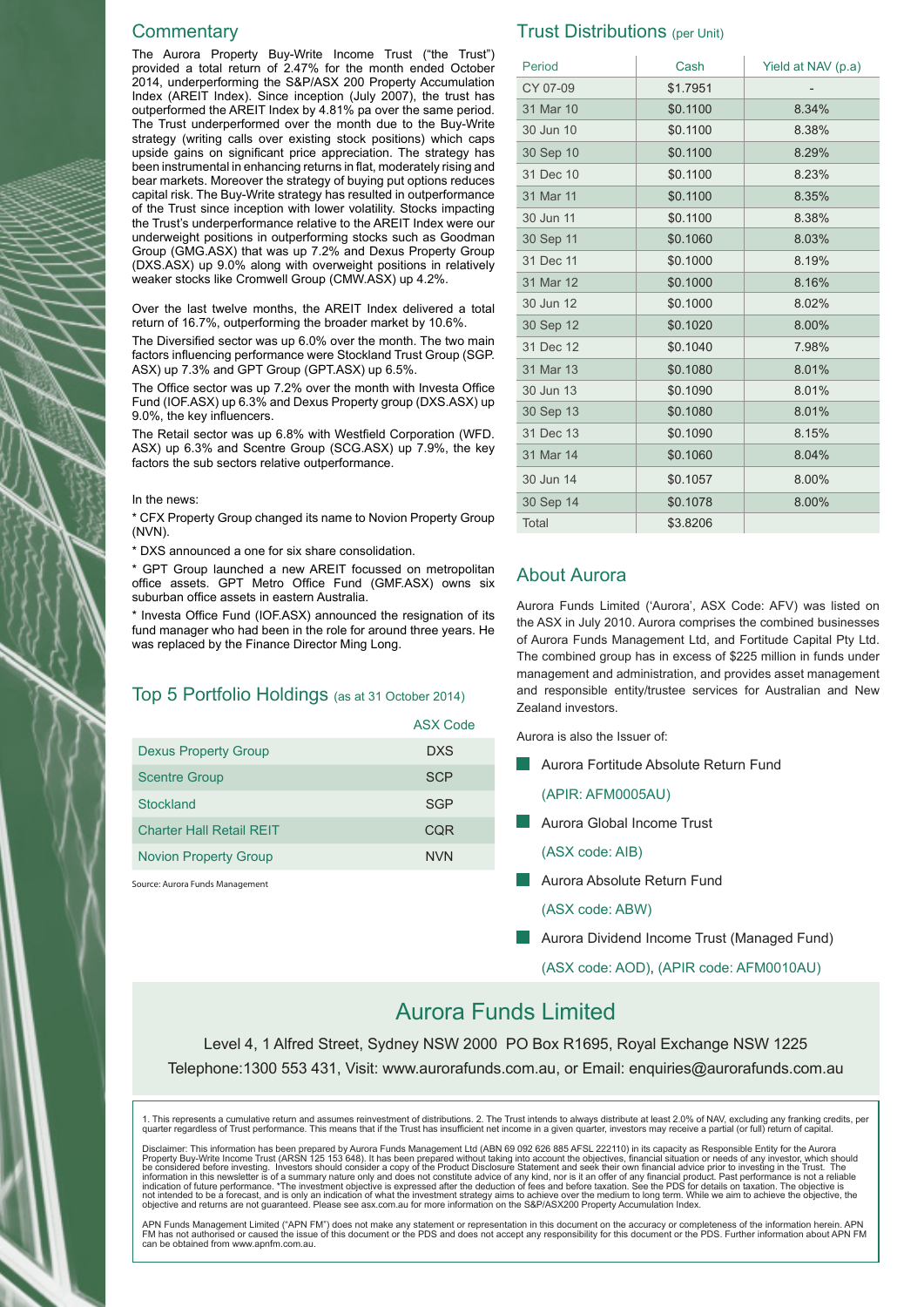## Commentary

The Aurora Property Buy-Write Income Trust ("the Trust") provided a total return of 2.47% for the month ended October 2014, underperforming the S&P/ASX 200 Property Accumulation Index (AREIT Index). Since inception (July 2007), the trust has outperformed the AREIT Index by 4.81% pa over the same period. The Trust underperformed over the month due to the Buy-Write strategy (writing calls over existing stock positions) which caps upside gains on significant price appreciation. The strategy has been instrumental in enhancing returns in flat, moderately rising and bear markets. Moreover the strategy of buying put options reduces capital risk. The Buy-Write strategy has resulted in outperformance of the Trust since inception with lower volatility. Stocks impacting the Trust's underperformance relative to the AREIT Index were our underweight positions in outperforming stocks such as Goodman Group (GMG.ASX) that was up 7.2% and Dexus Property Group (DXS.ASX) up 9.0% along with overweight positions in relatively weaker stocks like Cromwell Group (CMW.ASX) up 4.2%.

Over the last twelve months, the AREIT Index delivered a total return of 16.7%, outperforming the broader market by 10.6%.

The Diversified sector was up 6.0% over the month. The two main factors influencing performance were Stockland Trust Group (SGP.ASX) up 7.3% and GPT Group (GPT.ASX) up 6.5%.

The Office sector was up 7.2% over the month with Investa Office Fund (IOF.ASX) up 6.3% and Dexus Property group (DXS.ASX) up 9.0%, the key influencers.

The Retail sector was up 6.8% with Westfield Corporation (WFD.ASX) up 6.3% and Scentre Group (SCG.ASX) up 7.9%, the key factors the sub sectors relative outperformance.

In the news:

* CFX Property Group changed its name to Novion Property Group (NVN).

* DXS announced a one for six share consolidation.

* GPT Group launched a new AREIT focussed on metropolitan office assets. GPT Metro Office Fund (GMF.ASX) owns six suburban office assets in eastern Australia.

* Investa Office Fund (IOF.ASX) announced the resignation of its fund manager who had been in the role for around three years. He was replaced by the Finance Director Ming Long.

## Top 5 Portfolio Holdings (as at 31 October 2014)

| | ASX Code |
|---|---|
| Dexus Property Group | DXS |
| Scentre Group | SCP |
| Stockland | SGP |
| Charter Hall Retail REIT | CQR |
| Novion Property Group | NVN |

Source: Aurora Funds Management

## Trust Distributions (per Unit)

| Period | Cash | Yield at NAV (p.a) |
|---|---|---|
| CY 07-09 | $1.7951 | - |
| 31 Mar 10 | $0.1100 | 8.34% |
| 30 Jun 10 | $0.1100 | 8.38% |
| 30 Sep 10 | $0.1100 | 8.29% |
| 31 Dec 10 | $0.1100 | 8.23% |
| 31 Mar 11 | $0.1100 | 8.35% |
| 30 Jun 11 | $0.1100 | 8.38% |
| 30 Sep 11 | $0.1060 | 8.03% |
| 31 Dec 11 | $0.1000 | 8.19% |
| 31 Mar 12 | $0.1000 | 8.16% |
| 30 Jun 12 | $0.1000 | 8.02% |
| 30 Sep 12 | $0.1020 | 8.00% |
| 31 Dec 12 | $0.1040 | 7.98% |
| 31 Mar 13 | $0.1080 | 8.01% |
| 30 Jun 13 | $0.1090 | 8.01% |
| 30 Sep 13 | $0.1080 | 8.01% |
| 31 Dec 13 | $0.1090 | 8.15% |
| 31 Mar 14 | $0.1060 | 8.04% |
| 30 Jun 14 | $0.1057 | 8.00% |
| 30 Sep 14 | $0.1078 | 8.00% |
| Total | $3.8206 | |

## About Aurora

Aurora Funds Limited ('Aurora', ASX Code: AFV) was listed on the ASX in July 2010. Aurora comprises the combined businesses of Aurora Funds Management Ltd, and Fortitude Capital Pty Ltd. The combined group has in excess of $225 million in funds under management and administration, and provides asset management and responsible entity/trustee services for Australian and New Zealand investors.

Aurora is also the Issuer of:

- Aurora Fortitude Absolute Return Fund
  (APIR: AFM0005AU)
- Aurora Global Income Trust
  (ASX code: AIB)
- Aurora Absolute Return Fund
  (ASX code: ABW)
- Aurora Dividend Income Trust (Managed Fund)
  (ASX code: AOD), (APIR code: AFM0010AU)

## Aurora Funds Limited

Level 4, 1 Alfred Street, Sydney NSW 2000 PO Box R1695, Royal Exchange NSW 1225
Telephone:1300 553 431, Visit: www.aurorafunds.com.au, or Email: enquiries@aurorafunds.com.au

1. This represents a cumulative return and assumes reinvestment of distributions. 2. The Trust intends to always distribute at least 2.0% of NAV, excluding any franking credits, per quarter regardless of Trust performance. This means that if the Trust has insufficient net income in a given quarter, investors may receive a partial (or full) return of capital.

Disclaimer: This information has been prepared by Aurora Funds Management Ltd (ABN 69 092 626 885 AFSL 222110) in its capacity as Responsible Entity for the Aurora Property Buy-Write Income Trust (ARSN 125 153 648). It has been prepared without taking into account the objectives, financial situation or needs of any investor, which should be considered before investing. Investors should consider a copy of the Product Disclosure Statement and seek their own financial advice prior to investing in the Trust. The information in this newsletter is of a summary nature only and does not constitute advice of any kind, nor is it an offer of any financial product. Past performance is not a reliable indication of future performance. *The investment objective is expressed after the deduction of fees and before taxation. See the PDS for details on taxation. The objective is not intended to be a forecast, and is only an indication of what the investment strategy aims to achieve over the medium to long term. While we aim to achieve the objective, the objective and returns are not guaranteed. Please see asx.com.au for more information on the S&P/ASX200 Property Accumulation Index.

APN Funds Management Limited ("APN FM") does not make any statement or representation in this document on the accuracy or completeness of the information herein. APN FM has not authorised or caused the issue of this document or the PDS and does not accept any responsibility for this document or the PDS. Further information about APN FM can be obtained from www.apnfm.com.au.